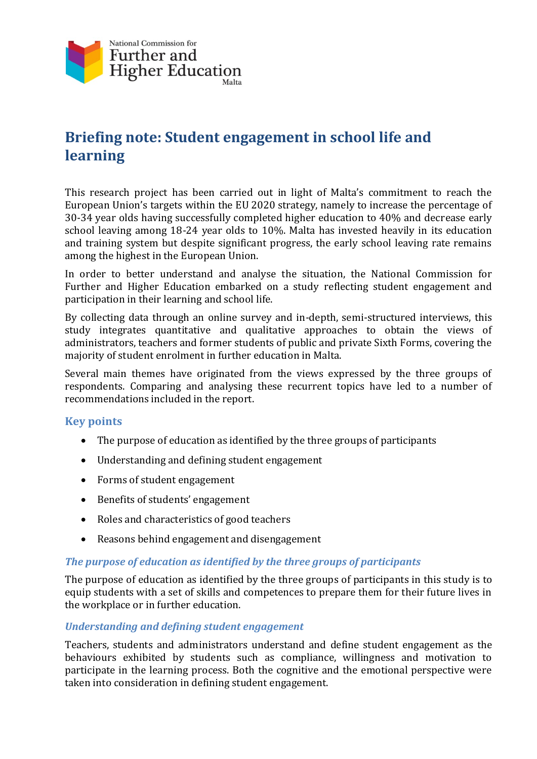National Commission for
Further and
Higher Education
Malta

# Briefing note: Student engagement in school life and learning

This research project has been carried out in light of Malta's commitment to reach the European Union's targets within the EU 2020 strategy, namely to increase the percentage of 30-34 year olds having successfully completed higher education to 40% and decrease early school leaving among 18-24 year olds to 10%. Malta has invested heavily in its education and training system but despite significant progress, the early school leaving rate remains among the highest in the European Union.

In order to better understand and analyse the situation, the National Commission for Further and Higher Education embarked on a study reflecting student engagement and participation in their learning and school life.

By collecting data through an online survey and in-depth, semi-structured interviews, this study integrates quantitative and qualitative approaches to obtain the views of administrators, teachers and former students of public and private Sixth Forms, covering the majority of student enrolment in further education in Malta.

Several main themes have originated from the views expressed by the three groups of respondents. Comparing and analysing these recurrent topics have led to a number of recommendations included in the report.

## Key points

- The purpose of education as identified by the three groups of participants
- Understanding and defining student engagement
- Forms of student engagement
- Benefits of students' engagement
- Roles and characteristics of good teachers
- Reasons behind engagement and disengagement

### *The purpose of education as identified by the three groups of participants*

The purpose of education as identified by the three groups of participants in this study is to equip students with a set of skills and competences to prepare them for their future lives in the workplace or in further education.

### *Understanding and defining student engagement*

Teachers, students and administrators understand and define student engagement as the behaviours exhibited by students such as compliance, willingness and motivation to participate in the learning process. Both the cognitive and the emotional perspective were taken into consideration in defining student engagement.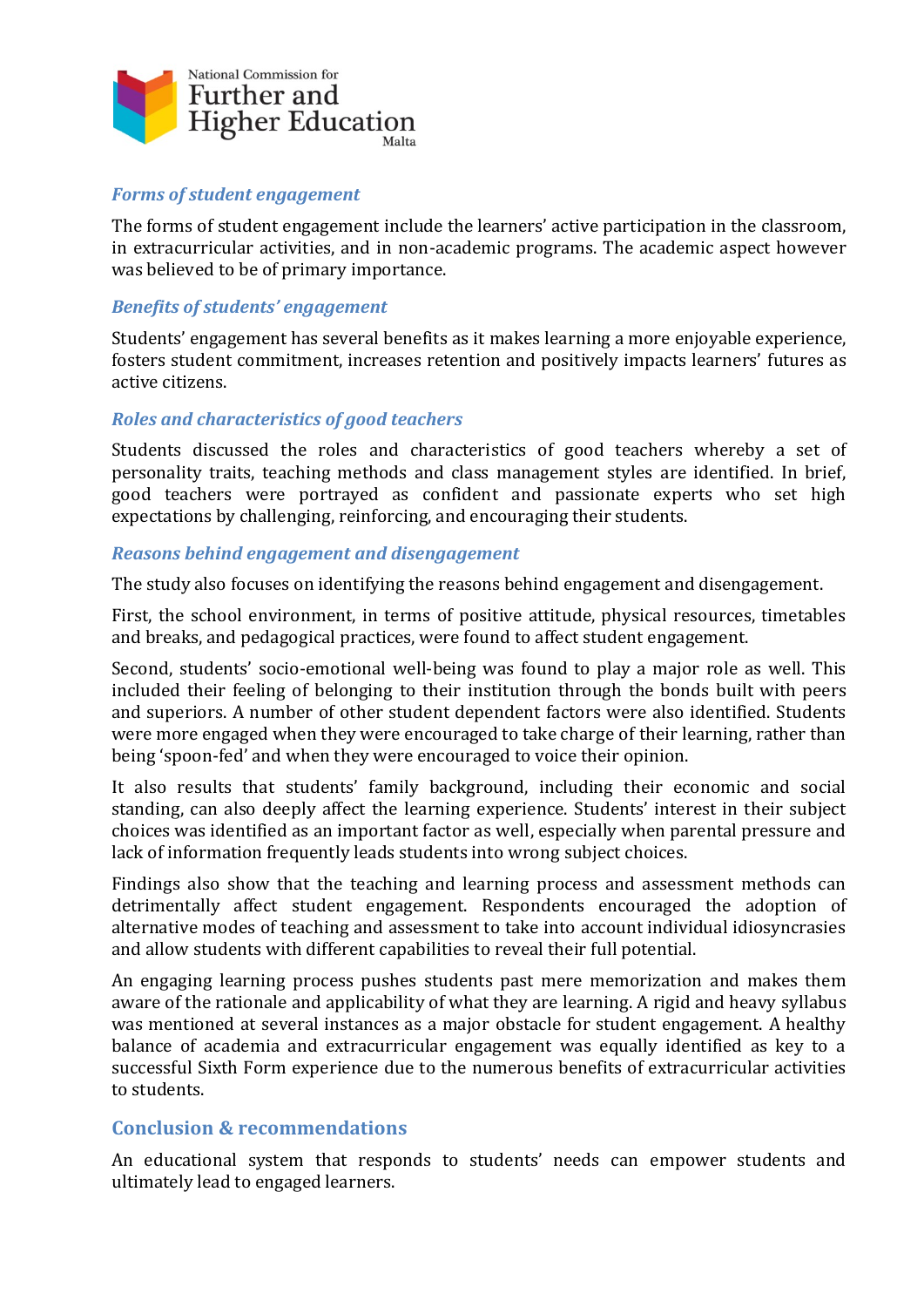### *Forms of student engagement*

The forms of student engagement include the learners' active participation in the classroom, in extracurricular activities, and in non-academic programs. The academic aspect however was believed to be of primary importance.

### *Benefits of students' engagement*

Students' engagement has several benefits as it makes learning a more enjoyable experience, fosters student commitment, increases retention and positively impacts learners' futures as active citizens.

### *Roles and characteristics of good teachers*

Students discussed the roles and characteristics of good teachers whereby a set of personality traits, teaching methods and class management styles are identified. In brief, good teachers were portrayed as confident and passionate experts who set high expectations by challenging, reinforcing, and encouraging their students.

### *Reasons behind engagement and disengagement*

The study also focuses on identifying the reasons behind engagement and disengagement.

First, the school environment, in terms of positive attitude, physical resources, timetables and breaks, and pedagogical practices, were found to affect student engagement.

Second, students' socio-emotional well-being was found to play a major role as well. This included their feeling of belonging to their institution through the bonds built with peers and superiors. A number of other student dependent factors were also identified. Students were more engaged when they were encouraged to take charge of their learning, rather than being 'spoon-fed' and when they were encouraged to voice their opinion.

It also results that students' family background, including their economic and social standing, can also deeply affect the learning experience. Students' interest in their subject choices was identified as an important factor as well, especially when parental pressure and lack of information frequently leads students into wrong subject choices.

Findings also show that the teaching and learning process and assessment methods can detrimentally affect student engagement. Respondents encouraged the adoption of alternative modes of teaching and assessment to take into account individual idiosyncrasies and allow students with different capabilities to reveal their full potential.

An engaging learning process pushes students past mere memorization and makes them aware of the rationale and applicability of what they are learning. A rigid and heavy syllabus was mentioned at several instances as a major obstacle for student engagement. A healthy balance of academia and extracurricular engagement was equally identified as key to a successful Sixth Form experience due to the numerous benefits of extracurricular activities to students.

## Conclusion & recommendations

An educational system that responds to students' needs can empower students and ultimately lead to engaged learners.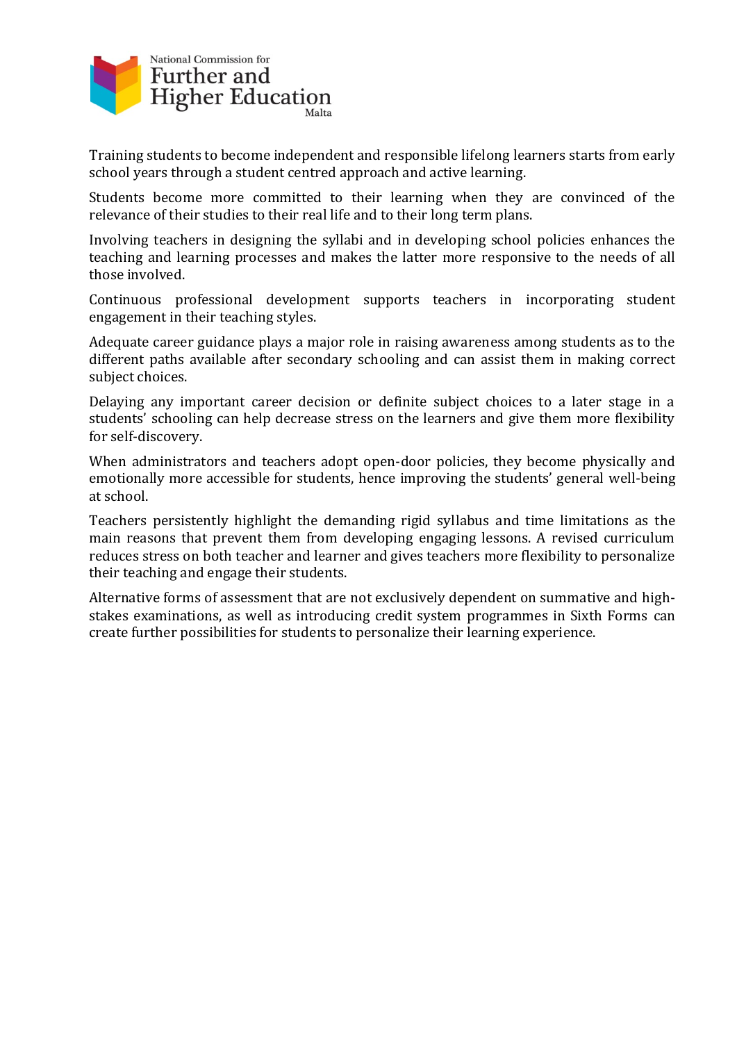Training students to become independent and responsible lifelong learners starts from early school years through a student centred approach and active learning.

Students become more committed to their learning when they are convinced of the relevance of their studies to their real life and to their long term plans.

Involving teachers in designing the syllabi and in developing school policies enhances the teaching and learning processes and makes the latter more responsive to the needs of all those involved.

Continuous professional development supports teachers in incorporating student engagement in their teaching styles.

Adequate career guidance plays a major role in raising awareness among students as to the different paths available after secondary schooling and can assist them in making correct subject choices.

Delaying any important career decision or definite subject choices to a later stage in a students' schooling can help decrease stress on the learners and give them more flexibility for self-discovery.

When administrators and teachers adopt open-door policies, they become physically and emotionally more accessible for students, hence improving the students' general well-being at school.

Teachers persistently highlight the demanding rigid syllabus and time limitations as the main reasons that prevent them from developing engaging lessons. A revised curriculum reduces stress on both teacher and learner and gives teachers more flexibility to personalize their teaching and engage their students.

Alternative forms of assessment that are not exclusively dependent on summative and high-stakes examinations, as well as introducing credit system programmes in Sixth Forms can create further possibilities for students to personalize their learning experience.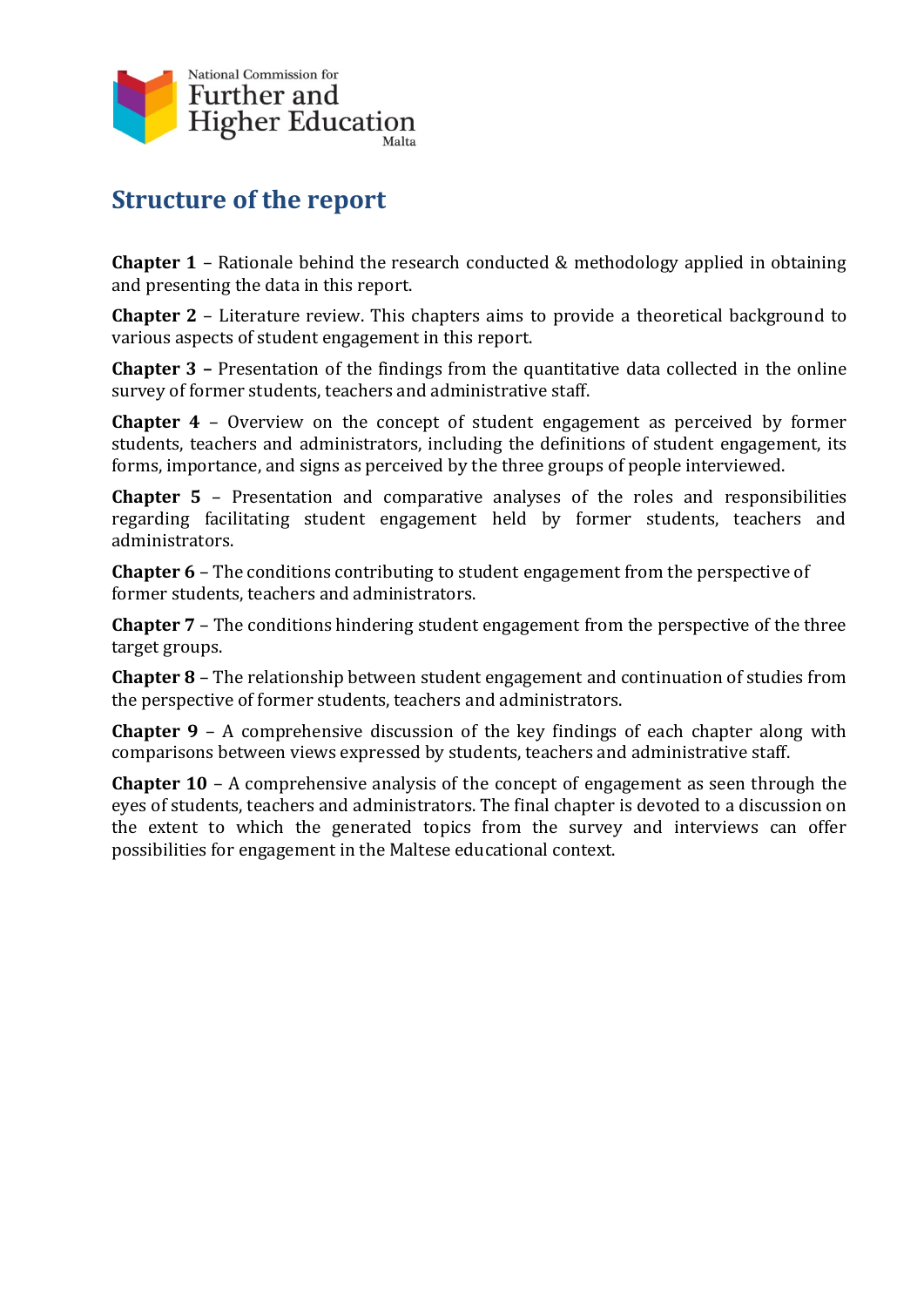## Structure of the report

**Chapter 1** – Rationale behind the research conducted & methodology applied in obtaining and presenting the data in this report.

**Chapter 2** – Literature review. This chapters aims to provide a theoretical background to various aspects of student engagement in this report.

**Chapter 3 –** Presentation of the findings from the quantitative data collected in the online survey of former students, teachers and administrative staff.

**Chapter 4** – Overview on the concept of student engagement as perceived by former students, teachers and administrators, including the definitions of student engagement, its forms, importance, and signs as perceived by the three groups of people interviewed.

**Chapter 5** – Presentation and comparative analyses of the roles and responsibilities regarding facilitating student engagement held by former students, teachers and administrators.

**Chapter 6** – The conditions contributing to student engagement from the perspective of former students, teachers and administrators.

**Chapter 7** – The conditions hindering student engagement from the perspective of the three target groups.

**Chapter 8** – The relationship between student engagement and continuation of studies from the perspective of former students, teachers and administrators.

**Chapter 9** – A comprehensive discussion of the key findings of each chapter along with comparisons between views expressed by students, teachers and administrative staff.

**Chapter 10** – A comprehensive analysis of the concept of engagement as seen through the eyes of students, teachers and administrators. The final chapter is devoted to a discussion on the extent to which the generated topics from the survey and interviews can offer possibilities for engagement in the Maltese educational context.